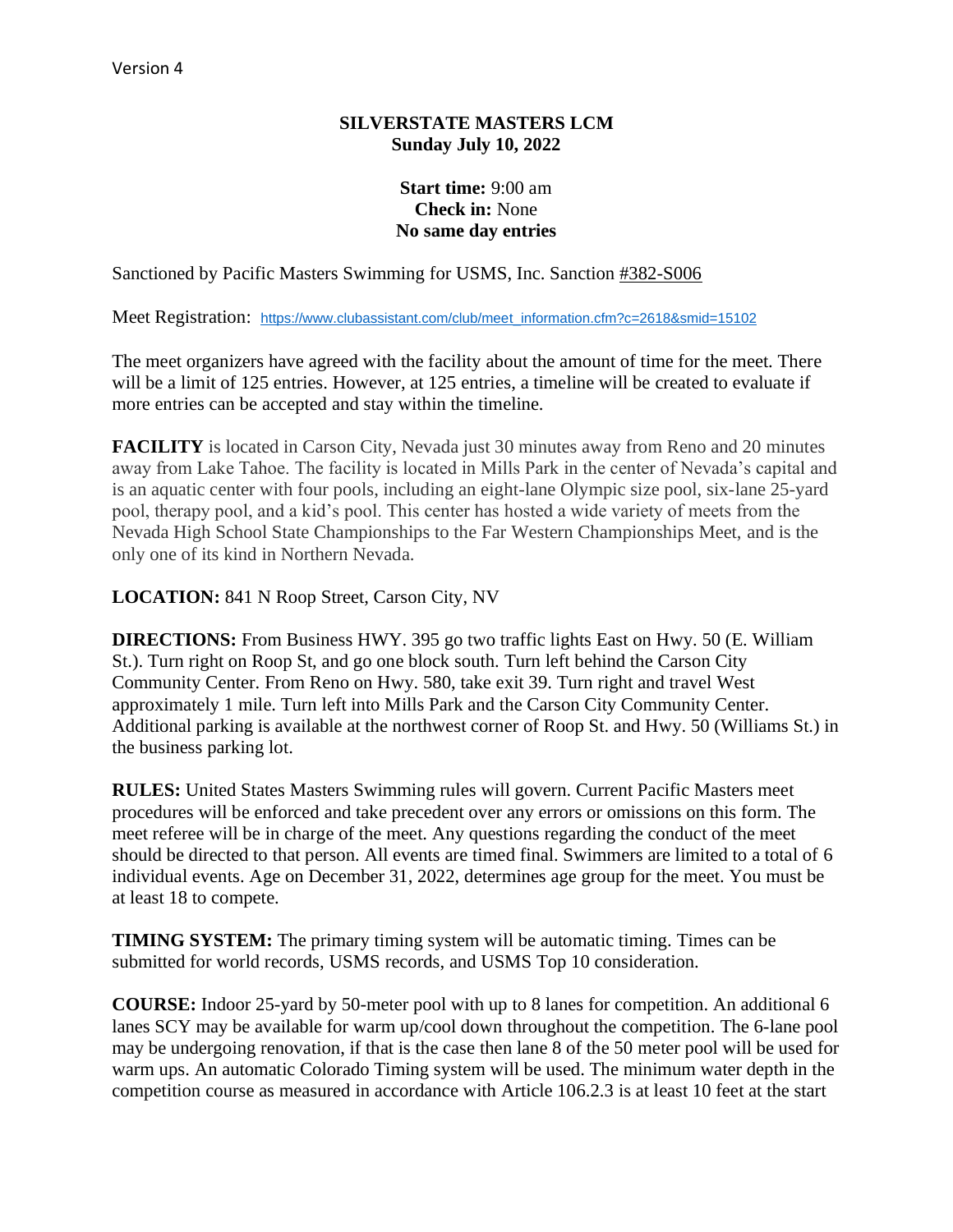Version 4

**SILVERSTATE MASTERS LCM**
**Sunday July 10, 2022**

**Start time:** 9:00 am
**Check in:** None
**No same day entries**

Sanctioned by Pacific Masters Swimming for USMS, Inc. Sanction #382-S006

Meet Registration: https://www.clubassistant.com/club/meet_information.cfm?c=2618&smid=15102

The meet organizers have agreed with the facility about the amount of time for the meet. There will be a limit of 125 entries. However, at 125 entries, a timeline will be created to evaluate if more entries can be accepted and stay within the timeline.

**FACILITY** is located in Carson City, Nevada just 30 minutes away from Reno and 20 minutes away from Lake Tahoe. The facility is located in Mills Park in the center of Nevada's capital and is an aquatic center with four pools, including an eight-lane Olympic size pool, six-lane 25-yard pool, therapy pool, and a kid's pool. This center has hosted a wide variety of meets from the Nevada High School State Championships to the Far Western Championships Meet, and is the only one of its kind in Northern Nevada.

**LOCATION:** 841 N Roop Street, Carson City, NV

**DIRECTIONS:** From Business HWY. 395 go two traffic lights East on Hwy. 50 (E. William St.). Turn right on Roop St, and go one block south. Turn left behind the Carson City Community Center. From Reno on Hwy. 580, take exit 39. Turn right and travel West approximately 1 mile. Turn left into Mills Park and the Carson City Community Center. Additional parking is available at the northwest corner of Roop St. and Hwy. 50 (Williams St.) in the business parking lot.

**RULES:** United States Masters Swimming rules will govern. Current Pacific Masters meet procedures will be enforced and take precedent over any errors or omissions on this form. The meet referee will be in charge of the meet. Any questions regarding the conduct of the meet should be directed to that person. All events are timed final. Swimmers are limited to a total of 6 individual events. Age on December 31, 2022, determines age group for the meet. You must be at least 18 to compete.

**TIMING SYSTEM:** The primary timing system will be automatic timing. Times can be submitted for world records, USMS records, and USMS Top 10 consideration.

**COURSE:** Indoor 25-yard by 50-meter pool with up to 8 lanes for competition. An additional 6 lanes SCY may be available for warm up/cool down throughout the competition. The 6-lane pool may be undergoing renovation, if that is the case then lane 8 of the 50 meter pool will be used for warm ups. An automatic Colorado Timing system will be used. The minimum water depth in the competition course as measured in accordance with Article 106.2.3 is at least 10 feet at the start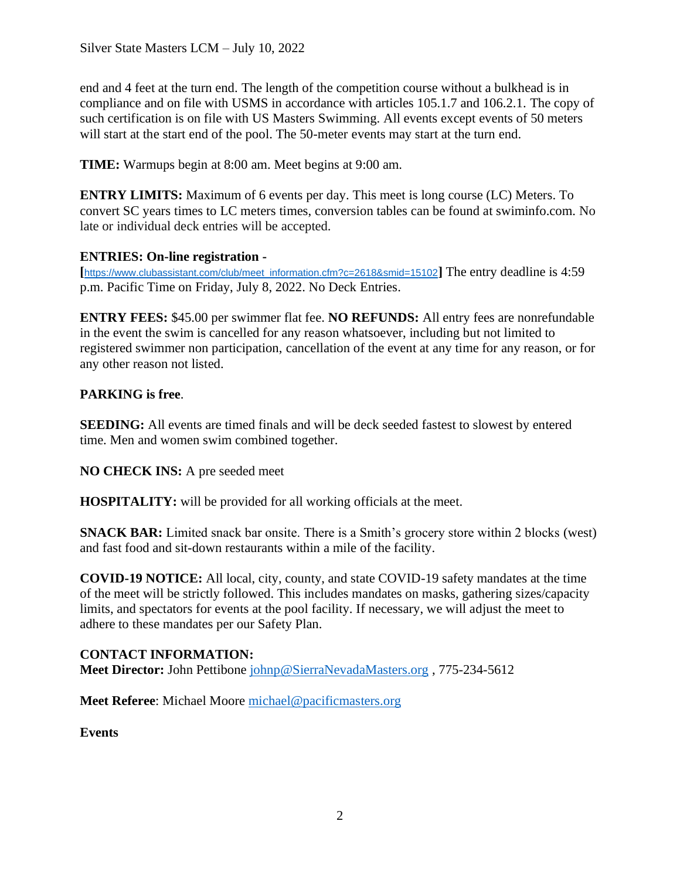end and 4 feet at the turn end. The length of the competition course without a bulkhead is in compliance and on file with USMS in accordance with articles 105.1.7 and 106.2.1. The copy of such certification is on file with US Masters Swimming. All events except events of 50 meters will start at the start end of the pool. The 50-meter events may start at the turn end.

**TIME:** Warmups begin at 8:00 am. Meet begins at 9:00 am.

**ENTRY LIMITS:** Maximum of 6 events per day. This meet is long course (LC) Meters. To convert SC years times to LC meters times, conversion tables can be found at swiminfo.com. No late or individual deck entries will be accepted.

**ENTRIES: On-line registration -**
**[**https://www.clubassistant.com/club/meet_information.cfm?c=2618&smid=15102**]** The entry deadline is 4:59 p.m. Pacific Time on Friday, July 8, 2022. No Deck Entries.

**ENTRY FEES:** $45.00 per swimmer flat fee. **NO REFUNDS:** All entry fees are nonrefundable in the event the swim is cancelled for any reason whatsoever, including but not limited to registered swimmer non participation, cancellation of the event at any time for any reason, or for any other reason not listed.

**PARKING is free**.

**SEEDING:** All events are timed finals and will be deck seeded fastest to slowest by entered time. Men and women swim combined together.

**NO CHECK INS:** A pre seeded meet

**HOSPITALITY:** will be provided for all working officials at the meet.

**SNACK BAR:** Limited snack bar onsite. There is a Smith's grocery store within 2 blocks (west) and fast food and sit-down restaurants within a mile of the facility.

**COVID-19 NOTICE:** All local, city, county, and state COVID-19 safety mandates at the time of the meet will be strictly followed. This includes mandates on masks, gathering sizes/capacity limits, and spectators for events at the pool facility. If necessary, we will adjust the meet to adhere to these mandates per our Safety Plan.

**CONTACT INFORMATION:**
**Meet Director:** John Pettibone johnp@SierraNevadaMasters.org , 775-234-5612

**Meet Referee**: Michael Moore michael@pacificmasters.org

**Events**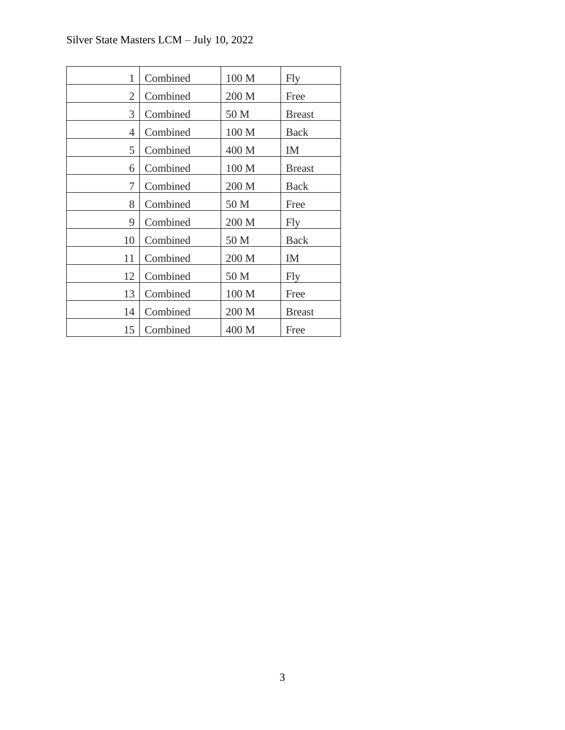| | | | |
|---|---|---|---|
| 1 | Combined | 100 M | Fly |
| 2 | Combined | 200 M | Free |
| 3 | Combined | 50 M | Breast |
| 4 | Combined | 100 M | Back |
| 5 | Combined | 400 M | IM |
| 6 | Combined | 100 M | Breast |
| 7 | Combined | 200 M | Back |
| 8 | Combined | 50 M | Free |
| 9 | Combined | 200 M | Fly |
| 10 | Combined | 50 M | Back |
| 11 | Combined | 200 M | IM |
| 12 | Combined | 50 M | Fly |
| 13 | Combined | 100 M | Free |
| 14 | Combined | 200 M | Breast |
| 15 | Combined | 400 M | Free |